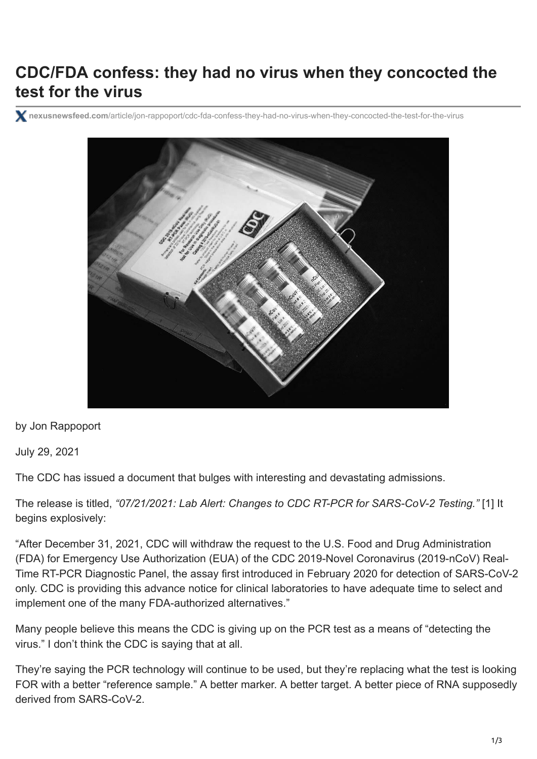# CDC/FDA confess: they had no virus when they concocted the test for the virus

nexusnewsfeed.com/article/jon-rappoport/cdc-fda-confess-they-had-no-virus-when-they-concocted-the-test-for-the-virus

by Jon Rappoport

July 29, 2021

The CDC has issued a document that bulges with interesting and devastating admissions.

The release is titled, *"07/21/2021: Lab Alert: Changes to CDC RT-PCR for SARS-CoV-2 Testing."* [1] It begins explosively:

"After December 31, 2021, CDC will withdraw the request to the U.S. Food and Drug Administration (FDA) for Emergency Use Authorization (EUA) of the CDC 2019-Novel Coronavirus (2019-nCoV) Real-Time RT-PCR Diagnostic Panel, the assay first introduced in February 2020 for detection of SARS-CoV-2 only. CDC is providing this advance notice for clinical laboratories to have adequate time to select and implement one of the many FDA-authorized alternatives."

Many people believe this means the CDC is giving up on the PCR test as a means of "detecting the virus." I don't think the CDC is saying that at all.

They're saying the PCR technology will continue to be used, but they're replacing what the test is looking FOR with a better "reference sample." A better marker. A better target. A better piece of RNA supposedly derived from SARS-CoV-2.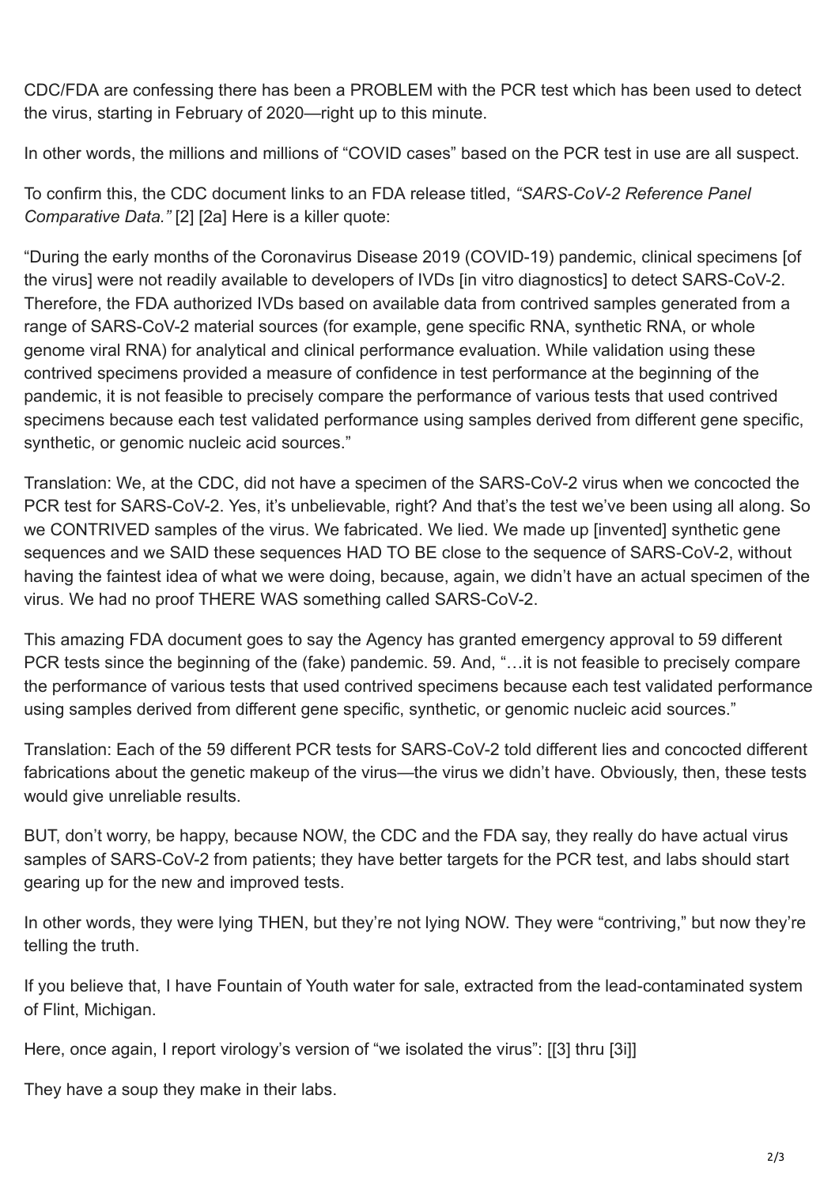CDC/FDA are confessing there has been a PROBLEM with the PCR test which has been used to detect the virus, starting in February of 2020—right up to this minute.

In other words, the millions and millions of "COVID cases" based on the PCR test in use are all suspect.

To confirm this, the CDC document links to an FDA release titled, *"SARS-CoV-2 Reference Panel Comparative Data."* [2] [2a] Here is a killer quote:

"During the early months of the Coronavirus Disease 2019 (COVID-19) pandemic, clinical specimens [of the virus] were not readily available to developers of IVDs [in vitro diagnostics] to detect SARS-CoV-2. Therefore, the FDA authorized IVDs based on available data from contrived samples generated from a range of SARS-CoV-2 material sources (for example, gene specific RNA, synthetic RNA, or whole genome viral RNA) for analytical and clinical performance evaluation. While validation using these contrived specimens provided a measure of confidence in test performance at the beginning of the pandemic, it is not feasible to precisely compare the performance of various tests that used contrived specimens because each test validated performance using samples derived from different gene specific, synthetic, or genomic nucleic acid sources."

Translation: We, at the CDC, did not have a specimen of the SARS-CoV-2 virus when we concocted the PCR test for SARS-CoV-2. Yes, it's unbelievable, right? And that's the test we've been using all along. So we CONTRIVED samples of the virus. We fabricated. We lied. We made up [invented] synthetic gene sequences and we SAID these sequences HAD TO BE close to the sequence of SARS-CoV-2, without having the faintest idea of what we were doing, because, again, we didn't have an actual specimen of the virus. We had no proof THERE WAS something called SARS-CoV-2.

This amazing FDA document goes to say the Agency has granted emergency approval to 59 different PCR tests since the beginning of the (fake) pandemic. 59. And, "…it is not feasible to precisely compare the performance of various tests that used contrived specimens because each test validated performance using samples derived from different gene specific, synthetic, or genomic nucleic acid sources."

Translation: Each of the 59 different PCR tests for SARS-CoV-2 told different lies and concocted different fabrications about the genetic makeup of the virus—the virus we didn't have. Obviously, then, these tests would give unreliable results.

BUT, don't worry, be happy, because NOW, the CDC and the FDA say, they really do have actual virus samples of SARS-CoV-2 from patients; they have better targets for the PCR test, and labs should start gearing up for the new and improved tests.

In other words, they were lying THEN, but they're not lying NOW. They were "contriving," but now they're telling the truth.

If you believe that, I have Fountain of Youth water for sale, extracted from the lead-contaminated system of Flint, Michigan.

Here, once again, I report virology's version of "we isolated the virus": [[3] thru [3i]]

They have a soup they make in their labs.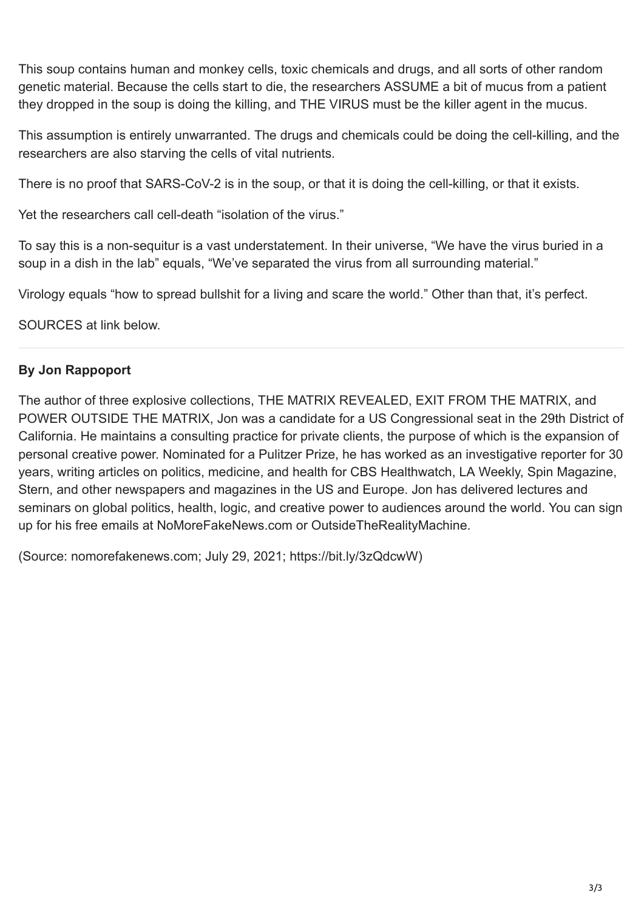This soup contains human and monkey cells, toxic chemicals and drugs, and all sorts of other random genetic material. Because the cells start to die, the researchers ASSUME a bit of mucus from a patient they dropped in the soup is doing the killing, and THE VIRUS must be the killer agent in the mucus.

This assumption is entirely unwarranted. The drugs and chemicals could be doing the cell-killing, and the researchers are also starving the cells of vital nutrients.

There is no proof that SARS-CoV-2 is in the soup, or that it is doing the cell-killing, or that it exists.

Yet the researchers call cell-death "isolation of the virus."

To say this is a non-sequitur is a vast understatement. In their universe, "We have the virus buried in a soup in a dish in the lab" equals, "We've separated the virus from all surrounding material."

Virology equals "how to spread bullshit for a living and scare the world." Other than that, it's perfect.

SOURCES at link below.

---

**By Jon Rappoport**

The author of three explosive collections, THE MATRIX REVEALED, EXIT FROM THE MATRIX, and POWER OUTSIDE THE MATRIX, Jon was a candidate for a US Congressional seat in the 29th District of California. He maintains a consulting practice for private clients, the purpose of which is the expansion of personal creative power. Nominated for a Pulitzer Prize, he has worked as an investigative reporter for 30 years, writing articles on politics, medicine, and health for CBS Healthwatch, LA Weekly, Spin Magazine, Stern, and other newspapers and magazines in the US and Europe. Jon has delivered lectures and seminars on global politics, health, logic, and creative power to audiences around the world. You can sign up for his free emails at NoMoreFakeNews.com or OutsideTheRealityMachine.

(Source: nomorefakenews.com; July 29, 2021; https://bit.ly/3zQdcwW)